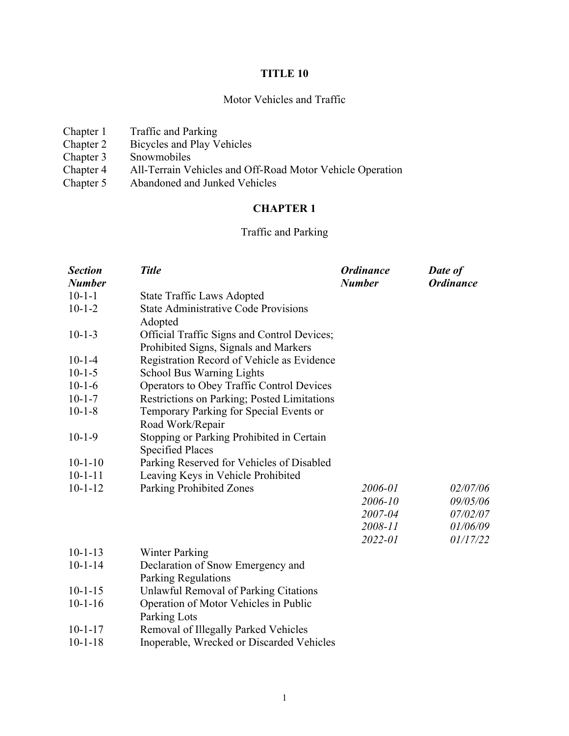# TITLE 10

Motor Vehicles and Traffic

| | |
|---|---|
| Chapter 1 | Traffic and Parking |
| Chapter 2 | Bicycles and Play Vehicles |
| Chapter 3 | Snowmobiles |
| Chapter 4 | All-Terrain Vehicles and Off-Road Motor Vehicle Operation |
| Chapter 5 | Abandoned and Junked Vehicles |

## CHAPTER 1

Traffic and Parking

| ***Section Number*** | ***Title*** | ***Ordinance Number*** | ***Date of Ordinance*** |
|---|---|---|---|
| 10-1-1 | State Traffic Laws Adopted | | |
| 10-1-2 | State Administrative Code Provisions Adopted | | |
| 10-1-3 | Official Traffic Signs and Control Devices; Prohibited Signs, Signals and Markers | | |
| 10-1-4 | Registration Record of Vehicle as Evidence | | |
| 10-1-5 | School Bus Warning Lights | | |
| 10-1-6 | Operators to Obey Traffic Control Devices | | |
| 10-1-7 | Restrictions on Parking; Posted Limitations | | |
| 10-1-8 | Temporary Parking for Special Events or Road Work/Repair | | |
| 10-1-9 | Stopping or Parking Prohibited in Certain Specified Places | | |
| 10-1-10 | Parking Reserved for Vehicles of Disabled | | |
| 10-1-11 | Leaving Keys in Vehicle Prohibited | | |
| 10-1-12 | Parking Prohibited Zones | *2006-01* | *02/07/06* |
| | | *2006-10* | *09/05/06* |
| | | *2007-04* | *07/02/07* |
| | | *2008-11* | *01/06/09* |
| | | *2022-01* | *01/17/22* |
| 10-1-13 | Winter Parking | | |
| 10-1-14 | Declaration of Snow Emergency and Parking Regulations | | |
| 10-1-15 | Unlawful Removal of Parking Citations | | |
| 10-1-16 | Operation of Motor Vehicles in Public Parking Lots | | |
| 10-1-17 | Removal of Illegally Parked Vehicles | | |
| 10-1-18 | Inoperable, Wrecked or Discarded Vehicles | | |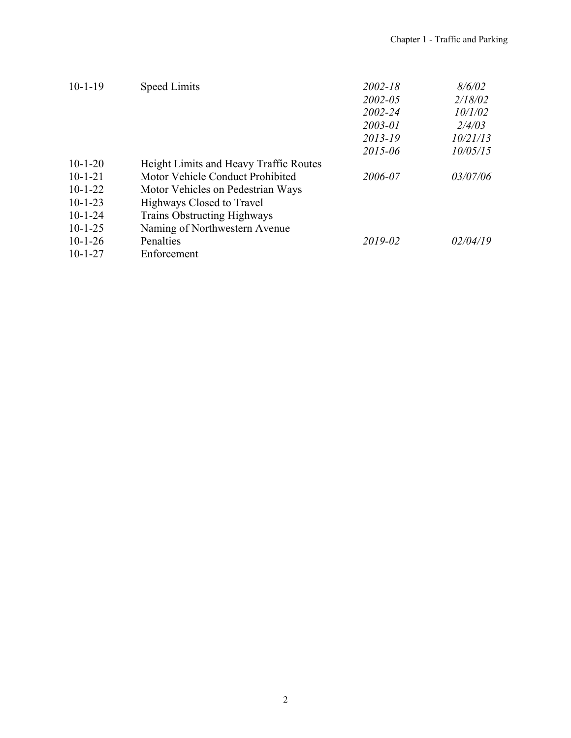| | | | |
|---|---|---|---|
| 10-1-19 | Speed Limits | *2002-18* | *8/6/02* |
| | | *2002-05* | *2/18/02* |
| | | *2002-24* | *10/1/02* |
| | | *2003-01* | *2/4/03* |
| | | *2013-19* | *10/21/13* |
| | | *2015-06* | *10/05/15* |
| 10-1-20 | Height Limits and Heavy Traffic Routes | | |
| 10-1-21 | Motor Vehicle Conduct Prohibited | *2006-07* | *03/07/06* |
| 10-1-22 | Motor Vehicles on Pedestrian Ways | | |
| 10-1-23 | Highways Closed to Travel | | |
| 10-1-24 | Trains Obstructing Highways | | |
| 10-1-25 | Naming of Northwestern Avenue | | |
| 10-1-26 | Penalties | *2019-02* | *02/04/19* |
| 10-1-27 | Enforcement | | |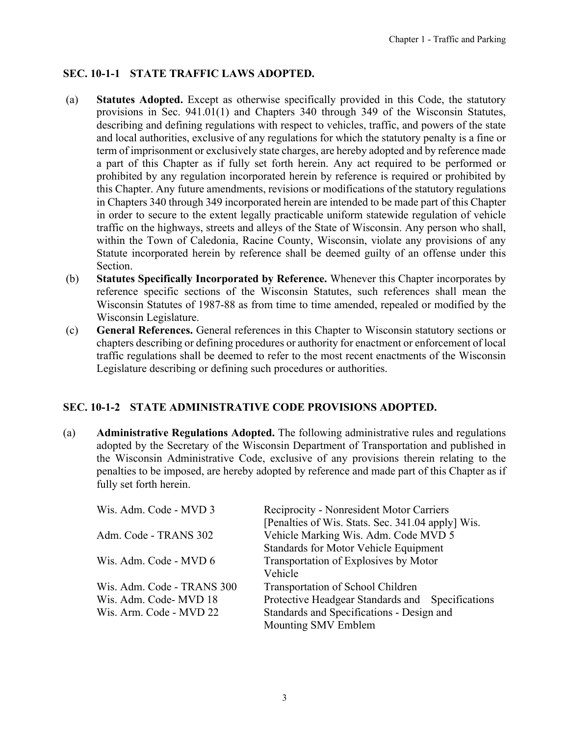## SEC. 10-1-1 STATE TRAFFIC LAWS ADOPTED.

(a) **Statutes Adopted.** Except as otherwise specifically provided in this Code, the statutory provisions in Sec. 941.01(1) and Chapters 340 through 349 of the Wisconsin Statutes, describing and defining regulations with respect to vehicles, traffic, and powers of the state and local authorities, exclusive of any regulations for which the statutory penalty is a fine or term of imprisonment or exclusively state charges, are hereby adopted and by reference made a part of this Chapter as if fully set forth herein. Any act required to be performed or prohibited by any regulation incorporated herein by reference is required or prohibited by this Chapter. Any future amendments, revisions or modifications of the statutory regulations in Chapters 340 through 349 incorporated herein are intended to be made part of this Chapter in order to secure to the extent legally practicable uniform statewide regulation of vehicle traffic on the highways, streets and alleys of the State of Wisconsin. Any person who shall, within the Town of Caledonia, Racine County, Wisconsin, violate any provisions of any Statute incorporated herein by reference shall be deemed guilty of an offense under this Section.

(b) **Statutes Specifically Incorporated by Reference.** Whenever this Chapter incorporates by reference specific sections of the Wisconsin Statutes, such references shall mean the Wisconsin Statutes of 1987-88 as from time to time amended, repealed or modified by the Wisconsin Legislature.

(c) **General References.** General references in this Chapter to Wisconsin statutory sections or chapters describing or defining procedures or authority for enactment or enforcement of local traffic regulations shall be deemed to refer to the most recent enactments of the Wisconsin Legislature describing or defining such procedures or authorities.

## SEC. 10-1-2 STATE ADMINISTRATIVE CODE PROVISIONS ADOPTED.

(a) **Administrative Regulations Adopted.** The following administrative rules and regulations adopted by the Secretary of the Wisconsin Department of Transportation and published in the Wisconsin Administrative Code, exclusive of any provisions therein relating to the penalties to be imposed, are hereby adopted by reference and made part of this Chapter as if fully set forth herein.

| | |
|---|---|
| Wis. Adm. Code - MVD 3 | Reciprocity - Nonresident Motor Carriers [Penalties of Wis. Stats. Sec. 341.04 apply] Wis. |
| Adm. Code - TRANS 302 | Vehicle Marking Wis. Adm. Code MVD 5 Standards for Motor Vehicle Equipment |
| Wis. Adm. Code - MVD 6 | Transportation of Explosives by Motor Vehicle |
| Wis. Adm. Code - TRANS 300 | Transportation of School Children |
| Wis. Adm. Code- MVD 18 | Protective Headgear Standards and Specifications |
| Wis. Arm. Code - MVD 22 | Standards and Specifications - Design and Mounting SMV Emblem |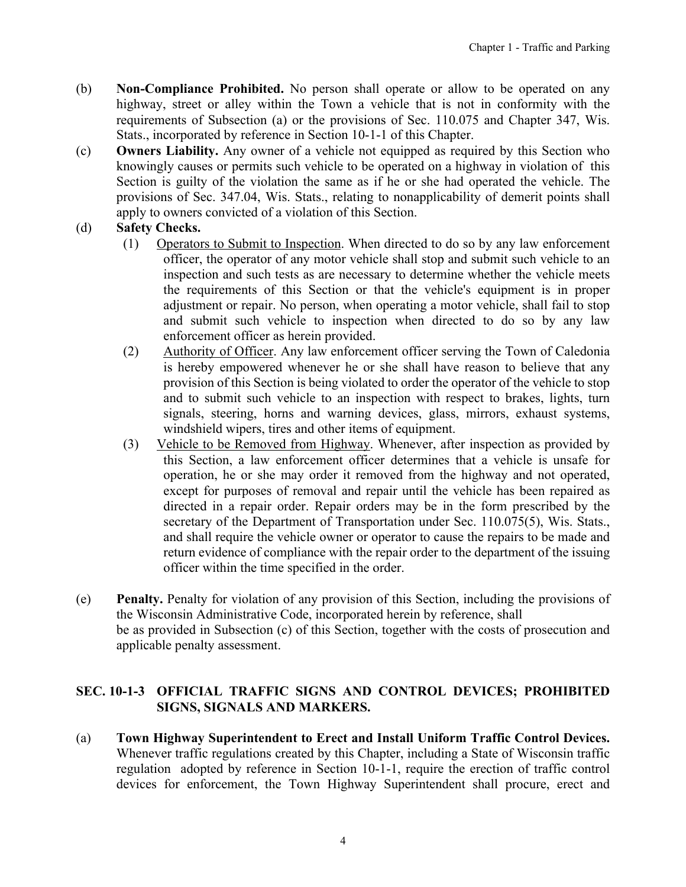(b) **Non-Compliance Prohibited.** No person shall operate or allow to be operated on any highway, street or alley within the Town a vehicle that is not in conformity with the requirements of Subsection (a) or the provisions of Sec. 110.075 and Chapter 347, Wis. Stats., incorporated by reference in Section 10-1-1 of this Chapter.

(c) **Owners Liability.** Any owner of a vehicle not equipped as required by this Section who knowingly causes or permits such vehicle to be operated on a highway in violation of this Section is guilty of the violation the same as if he or she had operated the vehicle. The provisions of Sec. 347.04, Wis. Stats., relating to nonapplicability of demerit points shall apply to owners convicted of a violation of this Section.

(d) **Safety Checks.**

(1) Operators to Submit to Inspection. When directed to do so by any law enforcement officer, the operator of any motor vehicle shall stop and submit such vehicle to an inspection and such tests as are necessary to determine whether the vehicle meets the requirements of this Section or that the vehicle's equipment is in proper adjustment or repair. No person, when operating a motor vehicle, shall fail to stop and submit such vehicle to inspection when directed to do so by any law enforcement officer as herein provided.

(2) Authority of Officer. Any law enforcement officer serving the Town of Caledonia is hereby empowered whenever he or she shall have reason to believe that any provision of this Section is being violated to order the operator of the vehicle to stop and to submit such vehicle to an inspection with respect to brakes, lights, turn signals, steering, horns and warning devices, glass, mirrors, exhaust systems, windshield wipers, tires and other items of equipment.

(3) Vehicle to be Removed from Highway. Whenever, after inspection as provided by this Section, a law enforcement officer determines that a vehicle is unsafe for operation, he or she may order it removed from the highway and not operated, except for purposes of removal and repair until the vehicle has been repaired as directed in a repair order. Repair orders may be in the form prescribed by the secretary of the Department of Transportation under Sec. 110.075(5), Wis. Stats., and shall require the vehicle owner or operator to cause the repairs to be made and return evidence of compliance with the repair order to the department of the issuing officer within the time specified in the order.

(e) **Penalty.** Penalty for violation of any provision of this Section, including the provisions of the Wisconsin Administrative Code, incorporated herein by reference, shall be as provided in Subsection (c) of this Section, together with the costs of prosecution and applicable penalty assessment.

## SEC. 10-1-3 OFFICIAL TRAFFIC SIGNS AND CONTROL DEVICES; PROHIBITED SIGNS, SIGNALS AND MARKERS.

(a) **Town Highway Superintendent to Erect and Install Uniform Traffic Control Devices.** Whenever traffic regulations created by this Chapter, including a State of Wisconsin traffic regulation adopted by reference in Section 10-1-1, require the erection of traffic control devices for enforcement, the Town Highway Superintendent shall procure, erect and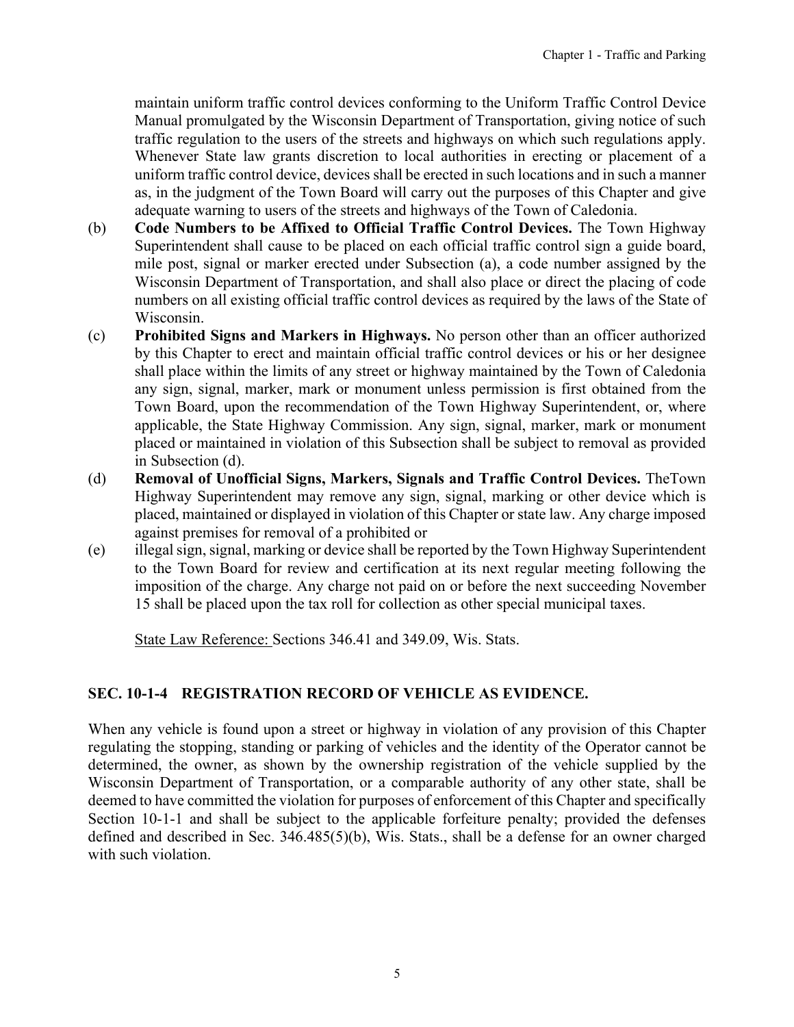maintain uniform traffic control devices conforming to the Uniform Traffic Control Device Manual promulgated by the Wisconsin Department of Transportation, giving notice of such traffic regulation to the users of the streets and highways on which such regulations apply. Whenever State law grants discretion to local authorities in erecting or placement of a uniform traffic control device, devices shall be erected in such locations and in such a manner as, in the judgment of the Town Board will carry out the purposes of this Chapter and give adequate warning to users of the streets and highways of the Town of Caledonia.

(b) **Code Numbers to be Affixed to Official Traffic Control Devices.** The Town Highway Superintendent shall cause to be placed on each official traffic control sign a guide board, mile post, signal or marker erected under Subsection (a), a code number assigned by the Wisconsin Department of Transportation, and shall also place or direct the placing of code numbers on all existing official traffic control devices as required by the laws of the State of Wisconsin.

(c) **Prohibited Signs and Markers in Highways.** No person other than an officer authorized by this Chapter to erect and maintain official traffic control devices or his or her designee shall place within the limits of any street or highway maintained by the Town of Caledonia any sign, signal, marker, mark or monument unless permission is first obtained from the Town Board, upon the recommendation of the Town Highway Superintendent, or, where applicable, the State Highway Commission. Any sign, signal, marker, mark or monument placed or maintained in violation of this Subsection shall be subject to removal as provided in Subsection (d).

(d) **Removal of Unofficial Signs, Markers, Signals and Traffic Control Devices.** TheTown Highway Superintendent may remove any sign, signal, marking or other device which is placed, maintained or displayed in violation of this Chapter or state law. Any charge imposed against premises for removal of a prohibited or

(e) illegal sign, signal, marking or device shall be reported by the Town Highway Superintendent to the Town Board for review and certification at its next regular meeting following the imposition of the charge. Any charge not paid on or before the next succeeding November 15 shall be placed upon the tax roll for collection as other special municipal taxes.

State Law Reference: Sections 346.41 and 349.09, Wis. Stats.

## SEC. 10-1-4 REGISTRATION RECORD OF VEHICLE AS EVIDENCE.

When any vehicle is found upon a street or highway in violation of any provision of this Chapter regulating the stopping, standing or parking of vehicles and the identity of the Operator cannot be determined, the owner, as shown by the ownership registration of the vehicle supplied by the Wisconsin Department of Transportation, or a comparable authority of any other state, shall be deemed to have committed the violation for purposes of enforcement of this Chapter and specifically Section 10-1-1 and shall be subject to the applicable forfeiture penalty; provided the defenses defined and described in Sec. 346.485(5)(b), Wis. Stats., shall be a defense for an owner charged with such violation.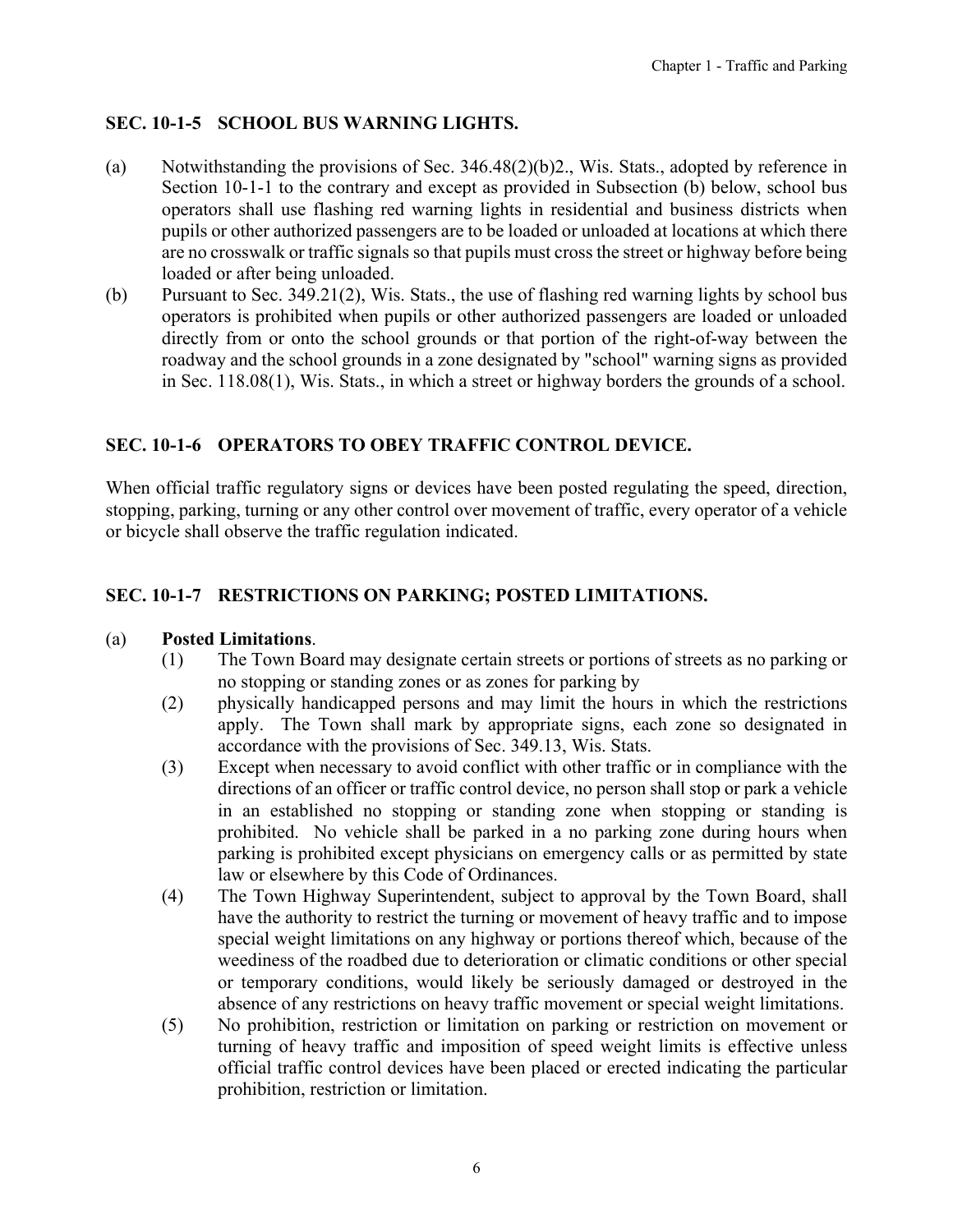## SEC. 10-1-5 SCHOOL BUS WARNING LIGHTS.

(a) Notwithstanding the provisions of Sec. 346.48(2)(b)2., Wis. Stats., adopted by reference in Section 10-1-1 to the contrary and except as provided in Subsection (b) below, school bus operators shall use flashing red warning lights in residential and business districts when pupils or other authorized passengers are to be loaded or unloaded at locations at which there are no crosswalk or traffic signals so that pupils must cross the street or highway before being loaded or after being unloaded.

(b) Pursuant to Sec. 349.21(2), Wis. Stats., the use of flashing red warning lights by school bus operators is prohibited when pupils or other authorized passengers are loaded or unloaded directly from or onto the school grounds or that portion of the right-of-way between the roadway and the school grounds in a zone designated by "school" warning signs as provided in Sec. 118.08(1), Wis. Stats., in which a street or highway borders the grounds of a school.

## SEC. 10-1-6 OPERATORS TO OBEY TRAFFIC CONTROL DEVICE.

When official traffic regulatory signs or devices have been posted regulating the speed, direction, stopping, parking, turning or any other control over movement of traffic, every operator of a vehicle or bicycle shall observe the traffic regulation indicated.

## SEC. 10-1-7 RESTRICTIONS ON PARKING; POSTED LIMITATIONS.

(a) **Posted Limitations**.

(1) The Town Board may designate certain streets or portions of streets as no parking or no stopping or standing zones or as zones for parking by

(2) physically handicapped persons and may limit the hours in which the restrictions apply. The Town shall mark by appropriate signs, each zone so designated in accordance with the provisions of Sec. 349.13, Wis. Stats.

(3) Except when necessary to avoid conflict with other traffic or in compliance with the directions of an officer or traffic control device, no person shall stop or park a vehicle in an established no stopping or standing zone when stopping or standing is prohibited. No vehicle shall be parked in a no parking zone during hours when parking is prohibited except physicians on emergency calls or as permitted by state law or elsewhere by this Code of Ordinances.

(4) The Town Highway Superintendent, subject to approval by the Town Board, shall have the authority to restrict the turning or movement of heavy traffic and to impose special weight limitations on any highway or portions thereof which, because of the weediness of the roadbed due to deterioration or climatic conditions or other special or temporary conditions, would likely be seriously damaged or destroyed in the absence of any restrictions on heavy traffic movement or special weight limitations.

(5) No prohibition, restriction or limitation on parking or restriction on movement or turning of heavy traffic and imposition of speed weight limits is effective unless official traffic control devices have been placed or erected indicating the particular prohibition, restriction or limitation.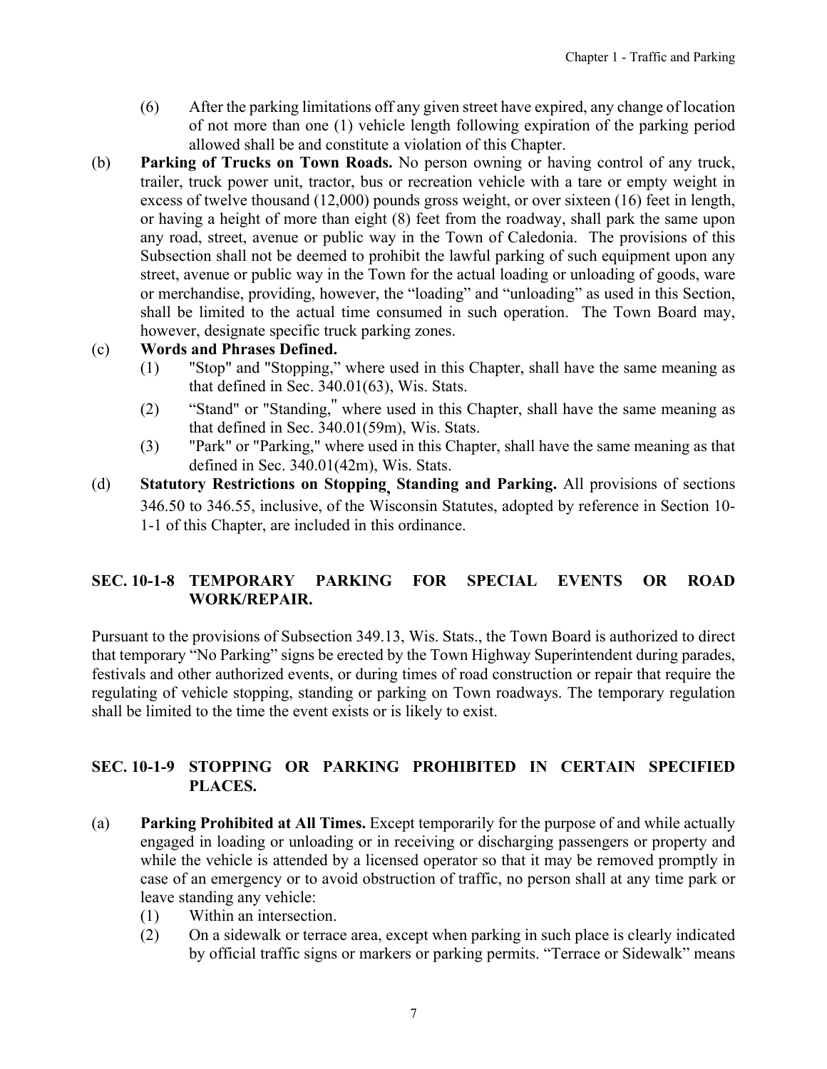(6) After the parking limitations off any given street have expired, any change of location of not more than one (1) vehicle length following expiration of the parking period allowed shall be and constitute a violation of this Chapter.

(b) **Parking of Trucks on Town Roads.** No person owning or having control of any truck, trailer, truck power unit, tractor, bus or recreation vehicle with a tare or empty weight in excess of twelve thousand (12,000) pounds gross weight, or over sixteen (16) feet in length, or having a height of more than eight (8) feet from the roadway, shall park the same upon any road, street, avenue or public way in the Town of Caledonia. The provisions of this Subsection shall not be deemed to prohibit the lawful parking of such equipment upon any street, avenue or public way in the Town for the actual loading or unloading of goods, ware or merchandise, providing, however, the "loading" and "unloading" as used in this Section, shall be limited to the actual time consumed in such operation. The Town Board may, however, designate specific truck parking zones.

(c) **Words and Phrases Defined.**

(1) "Stop" and "Stopping," where used in this Chapter, shall have the same meaning as that defined in Sec. 340.01(63), Wis. Stats.

(2) "Stand" or "Standing," where used in this Chapter, shall have the same meaning as that defined in Sec. 340.01(59m), Wis. Stats.

(3) "Park" or "Parking," where used in this Chapter, shall have the same meaning as that defined in Sec. 340.01(42m), Wis. Stats.

(d) **Statutory Restrictions on Stopping, Standing and Parking.** All provisions of sections 346.50 to 346.55, inclusive, of the Wisconsin Statutes, adopted by reference in Section 10-1-1 of this Chapter, are included in this ordinance.

## SEC. 10-1-8 TEMPORARY PARKING FOR SPECIAL EVENTS OR ROAD WORK/REPAIR.

Pursuant to the provisions of Subsection 349.13, Wis. Stats., the Town Board is authorized to direct that temporary "No Parking" signs be erected by the Town Highway Superintendent during parades, festivals and other authorized events, or during times of road construction or repair that require the regulating of vehicle stopping, standing or parking on Town roadways. The temporary regulation shall be limited to the time the event exists or is likely to exist.

## SEC. 10-1-9 STOPPING OR PARKING PROHIBITED IN CERTAIN SPECIFIED PLACES.

(a) **Parking Prohibited at All Times.** Except temporarily for the purpose of and while actually engaged in loading or unloading or in receiving or discharging passengers or property and while the vehicle is attended by a licensed operator so that it may be removed promptly in case of an emergency or to avoid obstruction of traffic, no person shall at any time park or leave standing any vehicle:

(1) Within an intersection.

(2) On a sidewalk or terrace area, except when parking in such place is clearly indicated by official traffic signs or markers or parking permits. "Terrace or Sidewalk" means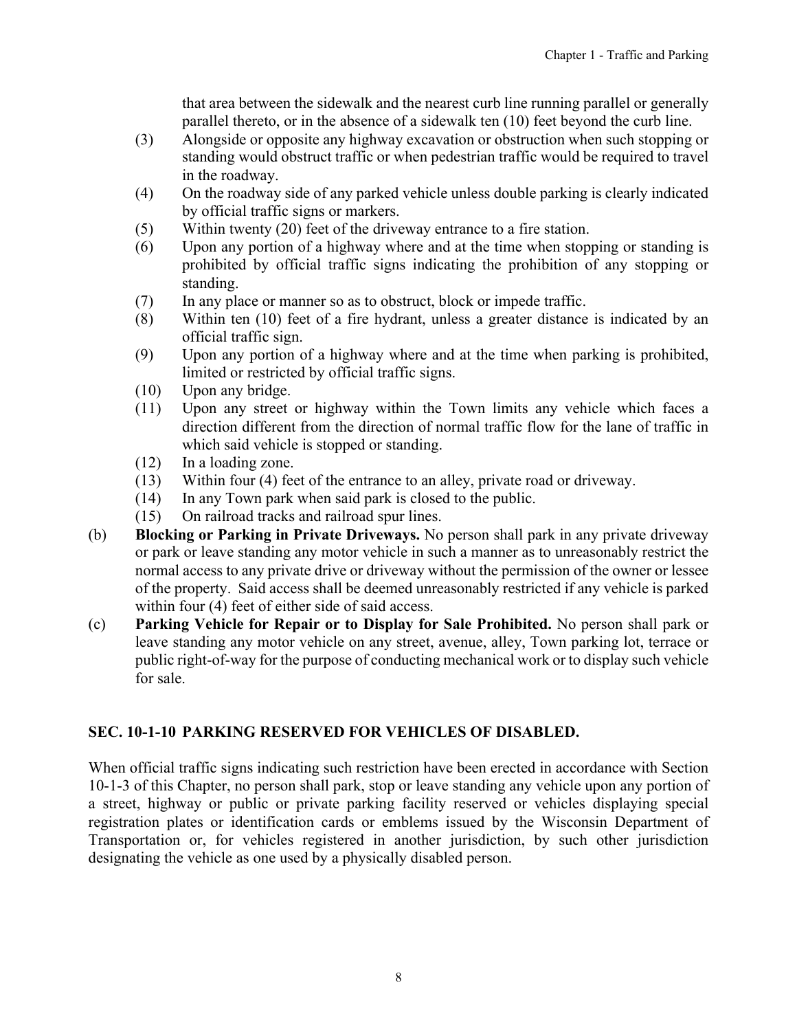that area between the sidewalk and the nearest curb line running parallel or generally parallel thereto, or in the absence of a sidewalk ten (10) feet beyond the curb line.

(3) Alongside or opposite any highway excavation or obstruction when such stopping or standing would obstruct traffic or when pedestrian traffic would be required to travel in the roadway.

(4) On the roadway side of any parked vehicle unless double parking is clearly indicated by official traffic signs or markers.

(5) Within twenty (20) feet of the driveway entrance to a fire station.

(6) Upon any portion of a highway where and at the time when stopping or standing is prohibited by official traffic signs indicating the prohibition of any stopping or standing.

(7) In any place or manner so as to obstruct, block or impede traffic.

(8) Within ten (10) feet of a fire hydrant, unless a greater distance is indicated by an official traffic sign.

(9) Upon any portion of a highway where and at the time when parking is prohibited, limited or restricted by official traffic signs.

(10) Upon any bridge.

(11) Upon any street or highway within the Town limits any vehicle which faces a direction different from the direction of normal traffic flow for the lane of traffic in which said vehicle is stopped or standing.

(12) In a loading zone.

(13) Within four (4) feet of the entrance to an alley, private road or driveway.

(14) In any Town park when said park is closed to the public.

(15) On railroad tracks and railroad spur lines.

(b) **Blocking or Parking in Private Driveways.** No person shall park in any private driveway or park or leave standing any motor vehicle in such a manner as to unreasonably restrict the normal access to any private drive or driveway without the permission of the owner or lessee of the property. Said access shall be deemed unreasonably restricted if any vehicle is parked within four (4) feet of either side of said access.

(c) **Parking Vehicle for Repair or to Display for Sale Prohibited.** No person shall park or leave standing any motor vehicle on any street, avenue, alley, Town parking lot, terrace or public right-of-way for the purpose of conducting mechanical work or to display such vehicle for sale.

## SEC. 10-1-10 PARKING RESERVED FOR VEHICLES OF DISABLED.

When official traffic signs indicating such restriction have been erected in accordance with Section 10-1-3 of this Chapter, no person shall park, stop or leave standing any vehicle upon any portion of a street, highway or public or private parking facility reserved or vehicles displaying special registration plates or identification cards or emblems issued by the Wisconsin Department of Transportation or, for vehicles registered in another jurisdiction, by such other jurisdiction designating the vehicle as one used by a physically disabled person.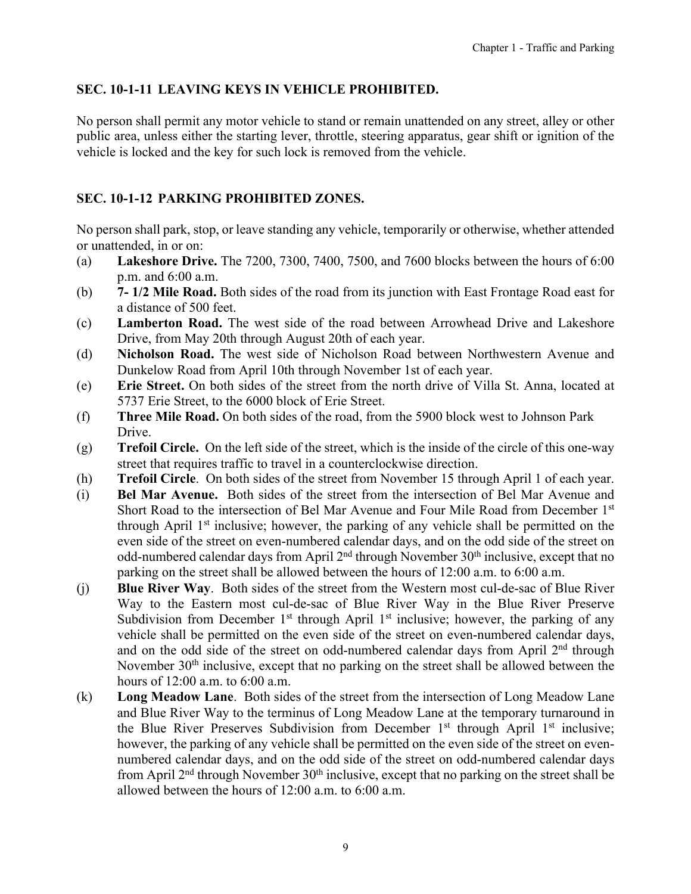## SEC. 10-1-11 LEAVING KEYS IN VEHICLE PROHIBITED.

No person shall permit any motor vehicle to stand or remain unattended on any street, alley or other public area, unless either the starting lever, throttle, steering apparatus, gear shift or ignition of the vehicle is locked and the key for such lock is removed from the vehicle.

## SEC. 10-1-12 PARKING PROHIBITED ZONES.

No person shall park, stop, or leave standing any vehicle, temporarily or otherwise, whether attended or unattended, in or on:

(a) **Lakeshore Drive.** The 7200, 7300, 7400, 7500, and 7600 blocks between the hours of 6:00 p.m. and 6:00 a.m.

(b) **7- 1/2 Mile Road.** Both sides of the road from its junction with East Frontage Road east for a distance of 500 feet.

(c) **Lamberton Road.** The west side of the road between Arrowhead Drive and Lakeshore Drive, from May 20th through August 20th of each year.

(d) **Nicholson Road.** The west side of Nicholson Road between Northwestern Avenue and Dunkelow Road from April 10th through November 1st of each year.

(e) **Erie Street.** On both sides of the street from the north drive of Villa St. Anna, located at 5737 Erie Street, to the 6000 block of Erie Street.

(f) **Three Mile Road.** On both sides of the road, from the 5900 block west to Johnson Park Drive.

(g) **Trefoil Circle.** On the left side of the street, which is the inside of the circle of this one-way street that requires traffic to travel in a counterclockwise direction.

(h) **Trefoil Circle**. On both sides of the street from November 15 through April 1 of each year.

(i) **Bel Mar Avenue.** Both sides of the street from the intersection of Bel Mar Avenue and Short Road to the intersection of Bel Mar Avenue and Four Mile Road from December 1st through April 1st inclusive; however, the parking of any vehicle shall be permitted on the even side of the street on even-numbered calendar days, and on the odd side of the street on odd-numbered calendar days from April 2nd through November 30th inclusive, except that no parking on the street shall be allowed between the hours of 12:00 a.m. to 6:00 a.m.

(j) **Blue River Way**. Both sides of the street from the Western most cul-de-sac of Blue River Way to the Eastern most cul-de-sac of Blue River Way in the Blue River Preserve Subdivision from December 1st through April 1st inclusive; however, the parking of any vehicle shall be permitted on the even side of the street on even-numbered calendar days, and on the odd side of the street on odd-numbered calendar days from April 2nd through November 30th inclusive, except that no parking on the street shall be allowed between the hours of 12:00 a.m. to 6:00 a.m.

(k) **Long Meadow Lane**. Both sides of the street from the intersection of Long Meadow Lane and Blue River Way to the terminus of Long Meadow Lane at the temporary turnaround in the Blue River Preserves Subdivision from December 1st through April 1st inclusive; however, the parking of any vehicle shall be permitted on the even side of the street on even-numbered calendar days, and on the odd side of the street on odd-numbered calendar days from April 2nd through November 30th inclusive, except that no parking on the street shall be allowed between the hours of 12:00 a.m. to 6:00 a.m.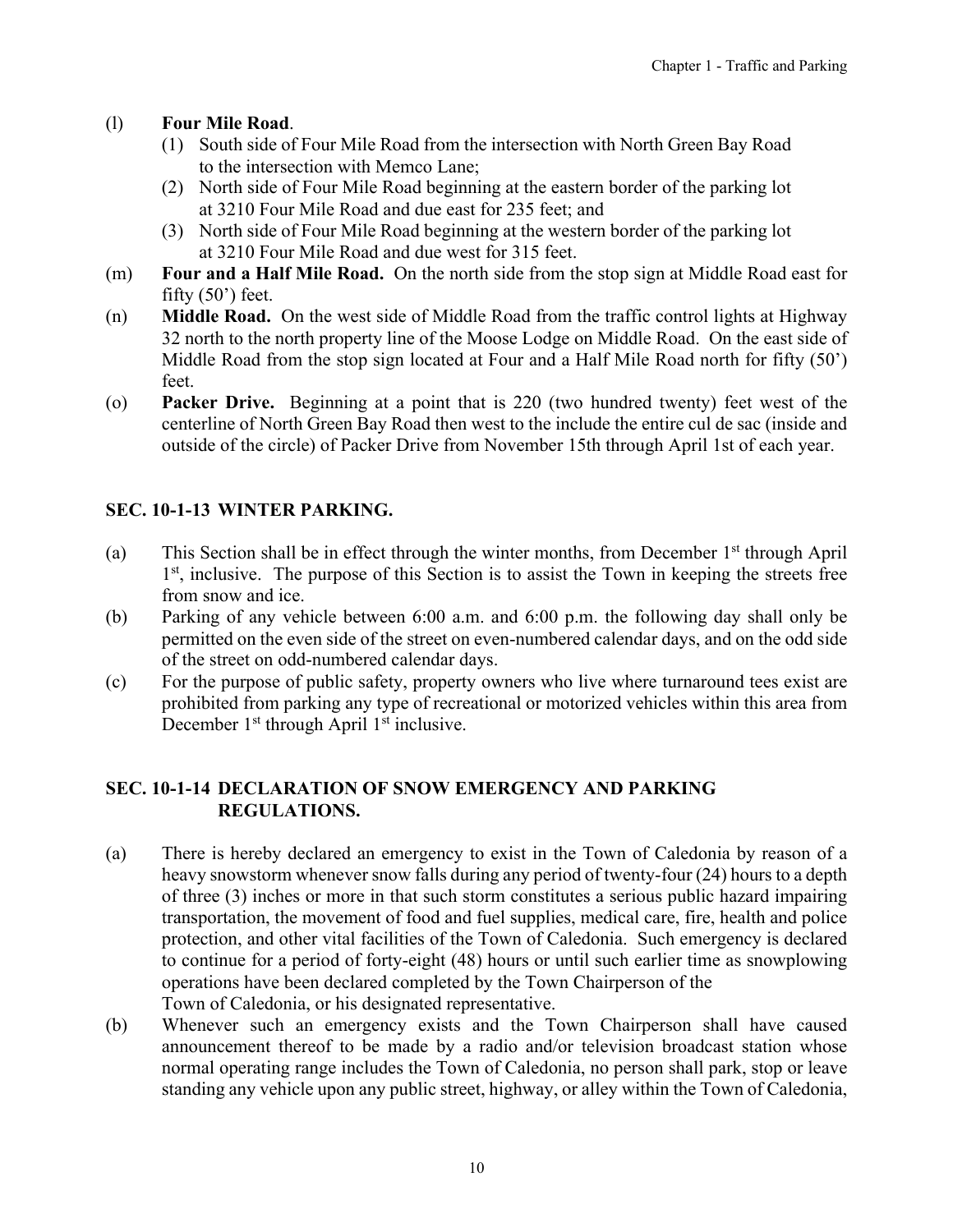(l) **Four Mile Road**.
   (1) South side of Four Mile Road from the intersection with North Green Bay Road to the intersection with Memco Lane;
   (2) North side of Four Mile Road beginning at the eastern border of the parking lot at 3210 Four Mile Road and due east for 235 feet; and
   (3) North side of Four Mile Road beginning at the western border of the parking lot at 3210 Four Mile Road and due west for 315 feet.

(m) **Four and a Half Mile Road.** On the north side from the stop sign at Middle Road east for fifty (50') feet.

(n) **Middle Road.** On the west side of Middle Road from the traffic control lights at Highway 32 north to the north property line of the Moose Lodge on Middle Road. On the east side of Middle Road from the stop sign located at Four and a Half Mile Road north for fifty (50') feet.

(o) **Packer Drive.** Beginning at a point that is 220 (two hundred twenty) feet west of the centerline of North Green Bay Road then west to the include the entire cul de sac (inside and outside of the circle) of Packer Drive from November 15th through April 1st of each year.

## SEC. 10-1-13 WINTER PARKING.

(a) This Section shall be in effect through the winter months, from December 1st through April 1st, inclusive. The purpose of this Section is to assist the Town in keeping the streets free from snow and ice.

(b) Parking of any vehicle between 6:00 a.m. and 6:00 p.m. the following day shall only be permitted on the even side of the street on even-numbered calendar days, and on the odd side of the street on odd-numbered calendar days.

(c) For the purpose of public safety, property owners who live where turnaround tees exist are prohibited from parking any type of recreational or motorized vehicles within this area from December 1st through April 1st inclusive.

## SEC. 10-1-14 DECLARATION OF SNOW EMERGENCY AND PARKING REGULATIONS.

(a) There is hereby declared an emergency to exist in the Town of Caledonia by reason of a heavy snowstorm whenever snow falls during any period of twenty-four (24) hours to a depth of three (3) inches or more in that such storm constitutes a serious public hazard impairing transportation, the movement of food and fuel supplies, medical care, fire, health and police protection, and other vital facilities of the Town of Caledonia. Such emergency is declared to continue for a period of forty-eight (48) hours or until such earlier time as snowplowing operations have been declared completed by the Town Chairperson of the Town of Caledonia, or his designated representative.

(b) Whenever such an emergency exists and the Town Chairperson shall have caused announcement thereof to be made by a radio and/or television broadcast station whose normal operating range includes the Town of Caledonia, no person shall park, stop or leave standing any vehicle upon any public street, highway, or alley within the Town of Caledonia,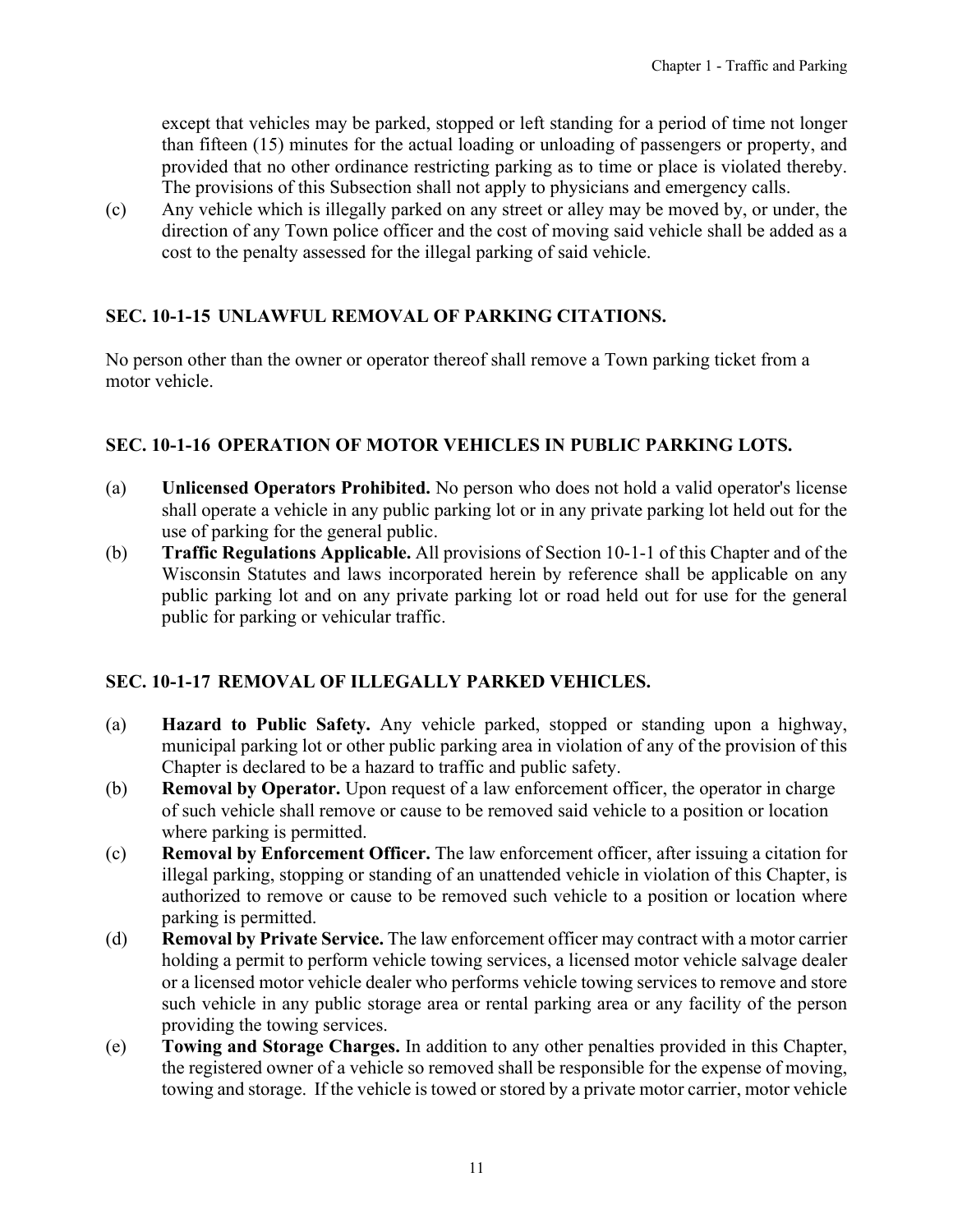except that vehicles may be parked, stopped or left standing for a period of time not longer than fifteen (15) minutes for the actual loading or unloading of passengers or property, and provided that no other ordinance restricting parking as to time or place is violated thereby. The provisions of this Subsection shall not apply to physicians and emergency calls.

(c) Any vehicle which is illegally parked on any street or alley may be moved by, or under, the direction of any Town police officer and the cost of moving said vehicle shall be added as a cost to the penalty assessed for the illegal parking of said vehicle.

## SEC. 10-1-15 UNLAWFUL REMOVAL OF PARKING CITATIONS.

No person other than the owner or operator thereof shall remove a Town parking ticket from a motor vehicle.

## SEC. 10-1-16 OPERATION OF MOTOR VEHICLES IN PUBLIC PARKING LOTS.

(a) **Unlicensed Operators Prohibited.** No person who does not hold a valid operator's license shall operate a vehicle in any public parking lot or in any private parking lot held out for the use of parking for the general public.

(b) **Traffic Regulations Applicable.** All provisions of Section 10-1-1 of this Chapter and of the Wisconsin Statutes and laws incorporated herein by reference shall be applicable on any public parking lot and on any private parking lot or road held out for use for the general public for parking or vehicular traffic.

## SEC. 10-1-17 REMOVAL OF ILLEGALLY PARKED VEHICLES.

(a) **Hazard to Public Safety.** Any vehicle parked, stopped or standing upon a highway, municipal parking lot or other public parking area in violation of any of the provision of this Chapter is declared to be a hazard to traffic and public safety.

(b) **Removal by Operator.** Upon request of a law enforcement officer, the operator in charge of such vehicle shall remove or cause to be removed said vehicle to a position or location where parking is permitted.

(c) **Removal by Enforcement Officer.** The law enforcement officer, after issuing a citation for illegal parking, stopping or standing of an unattended vehicle in violation of this Chapter, is authorized to remove or cause to be removed such vehicle to a position or location where parking is permitted.

(d) **Removal by Private Service.** The law enforcement officer may contract with a motor carrier holding a permit to perform vehicle towing services, a licensed motor vehicle salvage dealer or a licensed motor vehicle dealer who performs vehicle towing services to remove and store such vehicle in any public storage area or rental parking area or any facility of the person providing the towing services.

(e) **Towing and Storage Charges.** In addition to any other penalties provided in this Chapter, the registered owner of a vehicle so removed shall be responsible for the expense of moving, towing and storage. If the vehicle is towed or stored by a private motor carrier, motor vehicle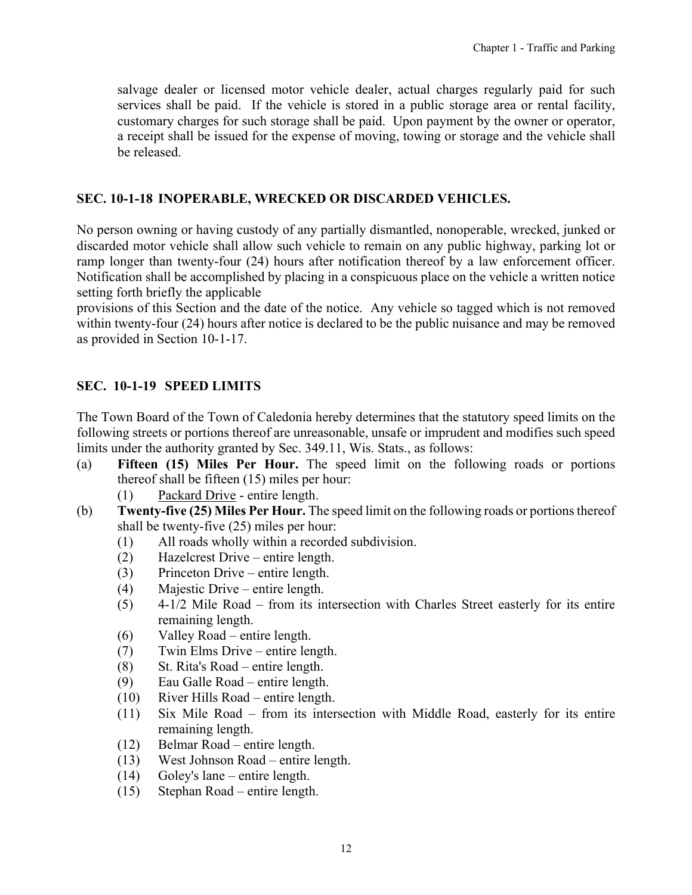salvage dealer or licensed motor vehicle dealer, actual charges regularly paid for such services shall be paid. If the vehicle is stored in a public storage area or rental facility, customary charges for such storage shall be paid. Upon payment by the owner or operator, a receipt shall be issued for the expense of moving, towing or storage and the vehicle shall be released.

## SEC. 10-1-18 INOPERABLE, WRECKED OR DISCARDED VEHICLES.

No person owning or having custody of any partially dismantled, nonoperable, wrecked, junked or discarded motor vehicle shall allow such vehicle to remain on any public highway, parking lot or ramp longer than twenty-four (24) hours after notification thereof by a law enforcement officer. Notification shall be accomplished by placing in a conspicuous place on the vehicle a written notice setting forth briefly the applicable provisions of this Section and the date of the notice. Any vehicle so tagged which is not removed within twenty-four (24) hours after notice is declared to be the public nuisance and may be removed as provided in Section 10-1-17.

## SEC. 10-1-19 SPEED LIMITS

The Town Board of the Town of Caledonia hereby determines that the statutory speed limits on the following streets or portions thereof are unreasonable, unsafe or imprudent and modifies such speed limits under the authority granted by Sec. 349.11, Wis. Stats., as follows:

(a) **Fifteen (15) Miles Per Hour.** The speed limit on the following roads or portions thereof shall be fifteen (15) miles per hour:
  - (1) Packard Drive - entire length.

(b) **Twenty-five (25) Miles Per Hour.** The speed limit on the following roads or portions thereof shall be twenty-five (25) miles per hour:
  - (1) All roads wholly within a recorded subdivision.
  - (2) Hazelcrest Drive – entire length.
  - (3) Princeton Drive – entire length.
  - (4) Majestic Drive – entire length.
  - (5) 4-1/2 Mile Road – from its intersection with Charles Street easterly for its entire remaining length.
  - (6) Valley Road – entire length.
  - (7) Twin Elms Drive – entire length.
  - (8) St. Rita's Road – entire length.
  - (9) Eau Galle Road – entire length.
  - (10) River Hills Road – entire length.
  - (11) Six Mile Road – from its intersection with Middle Road, easterly for its entire remaining length.
  - (12) Belmar Road – entire length.
  - (13) West Johnson Road – entire length.
  - (14) Goley's lane – entire length.
  - (15) Stephan Road – entire length.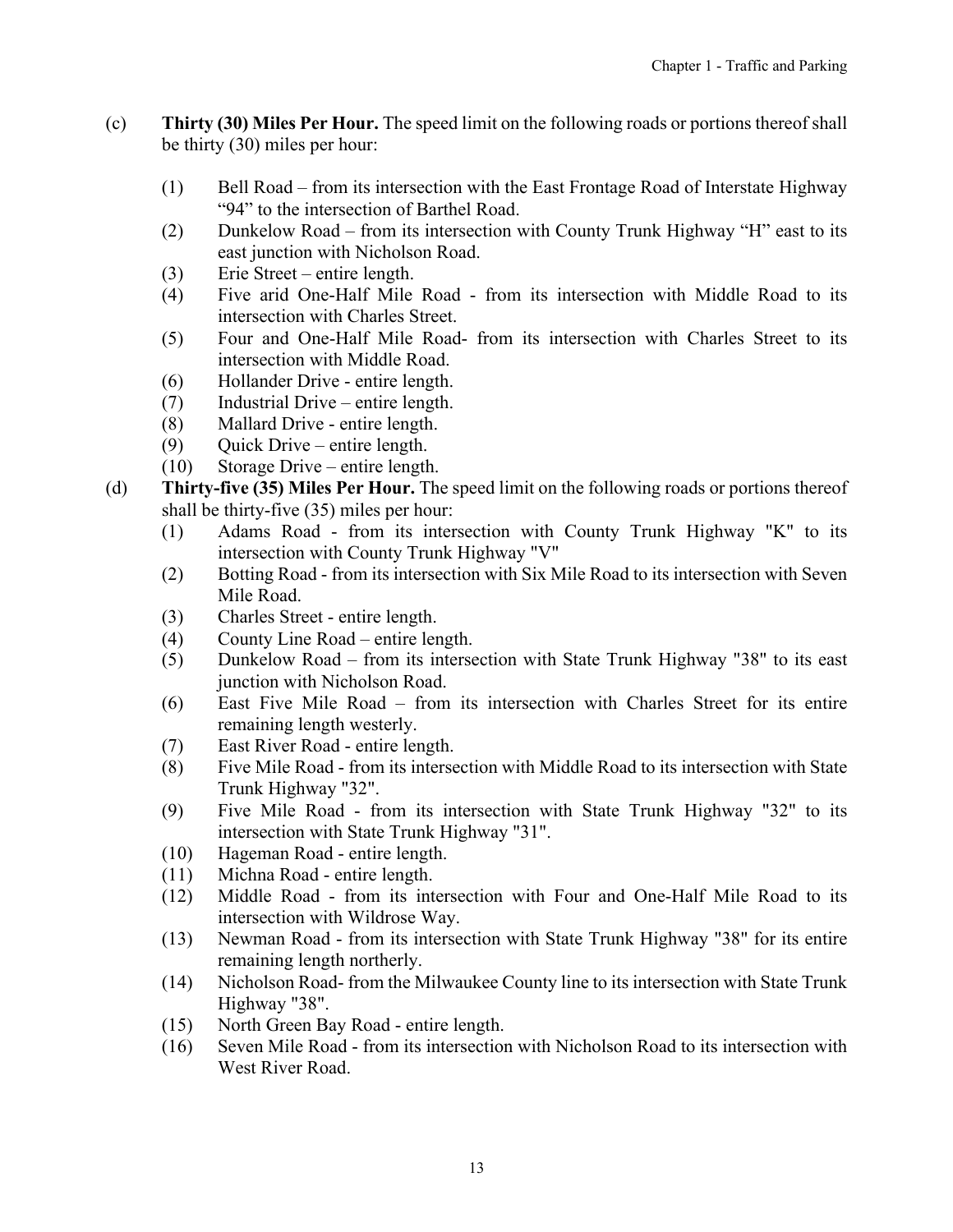(c) **Thirty (30) Miles Per Hour.** The speed limit on the following roads or portions thereof shall be thirty (30) miles per hour:

(1) Bell Road – from its intersection with the East Frontage Road of Interstate Highway "94" to the intersection of Barthel Road.
(2) Dunkelow Road – from its intersection with County Trunk Highway "H" east to its east junction with Nicholson Road.
(3) Erie Street – entire length.
(4) Five arid One-Half Mile Road - from its intersection with Middle Road to its intersection with Charles Street.
(5) Four and One-Half Mile Road- from its intersection with Charles Street to its intersection with Middle Road.
(6) Hollander Drive - entire length.
(7) Industrial Drive – entire length.
(8) Mallard Drive - entire length.
(9) Quick Drive – entire length.
(10) Storage Drive – entire length.

(d) **Thirty-five (35) Miles Per Hour.** The speed limit on the following roads or portions thereof shall be thirty-five (35) miles per hour:

(1) Adams Road - from its intersection with County Trunk Highway "K" to its intersection with County Trunk Highway "V"
(2) Botting Road - from its intersection with Six Mile Road to its intersection with Seven Mile Road.
(3) Charles Street - entire length.
(4) County Line Road – entire length.
(5) Dunkelow Road – from its intersection with State Trunk Highway "38" to its east junction with Nicholson Road.
(6) East Five Mile Road – from its intersection with Charles Street for its entire remaining length westerly.
(7) East River Road - entire length.
(8) Five Mile Road - from its intersection with Middle Road to its intersection with State Trunk Highway "32".
(9) Five Mile Road - from its intersection with State Trunk Highway "32" to its intersection with State Trunk Highway "31".
(10) Hageman Road - entire length.
(11) Michna Road - entire length.
(12) Middle Road - from its intersection with Four and One-Half Mile Road to its intersection with Wildrose Way.
(13) Newman Road - from its intersection with State Trunk Highway "38" for its entire remaining length northerly.
(14) Nicholson Road- from the Milwaukee County line to its intersection with State Trunk Highway "38".
(15) North Green Bay Road - entire length.
(16) Seven Mile Road - from its intersection with Nicholson Road to its intersection with West River Road.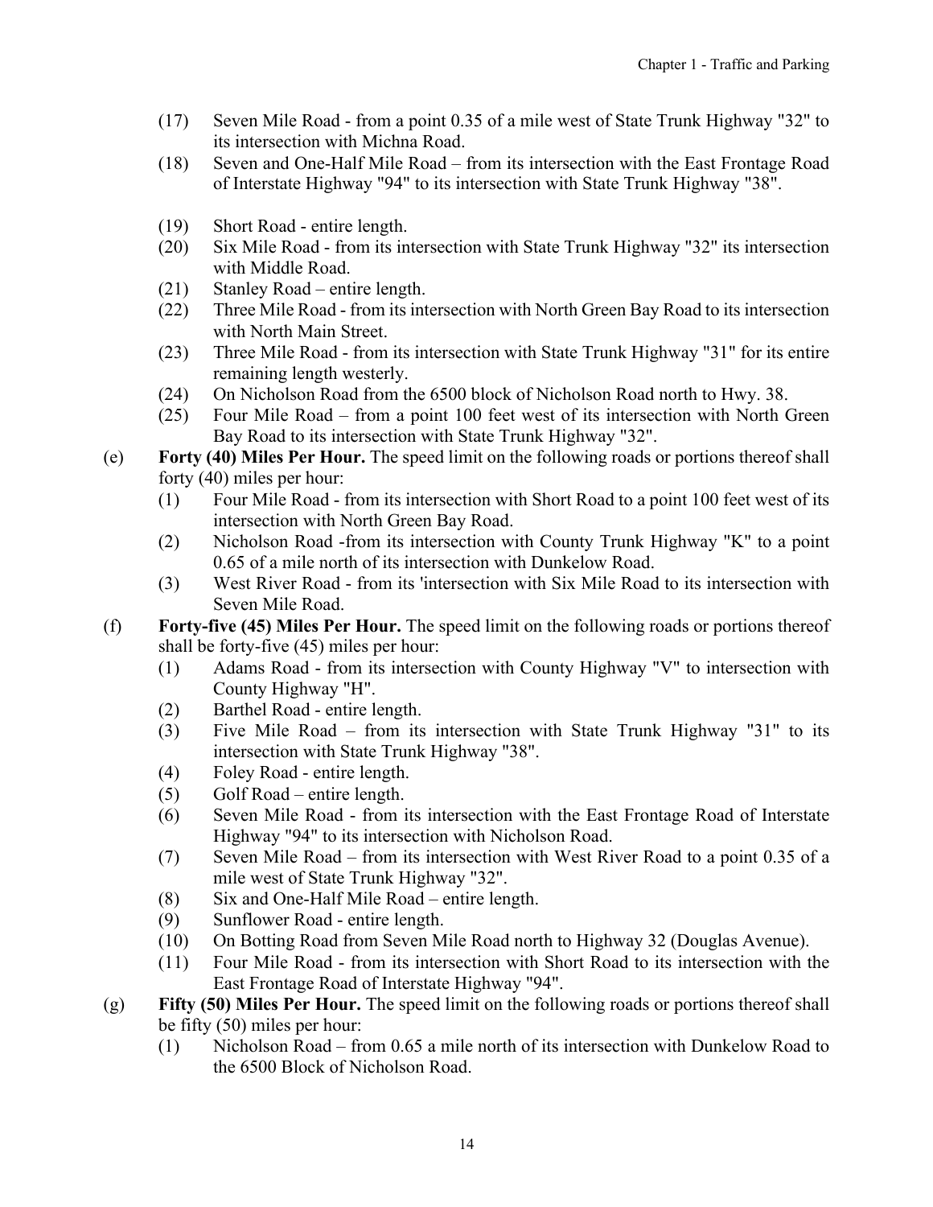(17) Seven Mile Road - from a point 0.35 of a mile west of State Trunk Highway "32" to its intersection with Michna Road.

(18) Seven and One-Half Mile Road – from its intersection with the East Frontage Road of Interstate Highway "94" to its intersection with State Trunk Highway "38".

(19) Short Road - entire length.

(20) Six Mile Road - from its intersection with State Trunk Highway "32" its intersection with Middle Road.

(21) Stanley Road – entire length.

(22) Three Mile Road - from its intersection with North Green Bay Road to its intersection with North Main Street.

(23) Three Mile Road - from its intersection with State Trunk Highway "31" for its entire remaining length westerly.

(24) On Nicholson Road from the 6500 block of Nicholson Road north to Hwy. 38.

(25) Four Mile Road – from a point 100 feet west of its intersection with North Green Bay Road to its intersection with State Trunk Highway "32".

(e) **Forty (40) Miles Per Hour.** The speed limit on the following roads or portions thereof shall forty (40) miles per hour:

(1) Four Mile Road - from its intersection with Short Road to a point 100 feet west of its intersection with North Green Bay Road.

(2) Nicholson Road -from its intersection with County Trunk Highway "K" to a point 0.65 of a mile north of its intersection with Dunkelow Road.

(3) West River Road - from its 'intersection with Six Mile Road to its intersection with Seven Mile Road.

(f) **Forty-five (45) Miles Per Hour.** The speed limit on the following roads or portions thereof shall be forty-five (45) miles per hour:

(1) Adams Road - from its intersection with County Highway "V" to intersection with County Highway "H".

(2) Barthel Road - entire length.

(3) Five Mile Road – from its intersection with State Trunk Highway "31" to its intersection with State Trunk Highway "38".

(4) Foley Road - entire length.

(5) Golf Road – entire length.

(6) Seven Mile Road - from its intersection with the East Frontage Road of Interstate Highway "94" to its intersection with Nicholson Road.

(7) Seven Mile Road – from its intersection with West River Road to a point 0.35 of a mile west of State Trunk Highway "32".

(8) Six and One-Half Mile Road – entire length.

(9) Sunflower Road - entire length.

(10) On Botting Road from Seven Mile Road north to Highway 32 (Douglas Avenue).

(11) Four Mile Road - from its intersection with Short Road to its intersection with the East Frontage Road of Interstate Highway "94".

(g) **Fifty (50) Miles Per Hour.** The speed limit on the following roads or portions thereof shall be fifty (50) miles per hour:

(1) Nicholson Road – from 0.65 a mile north of its intersection with Dunkelow Road to the 6500 Block of Nicholson Road.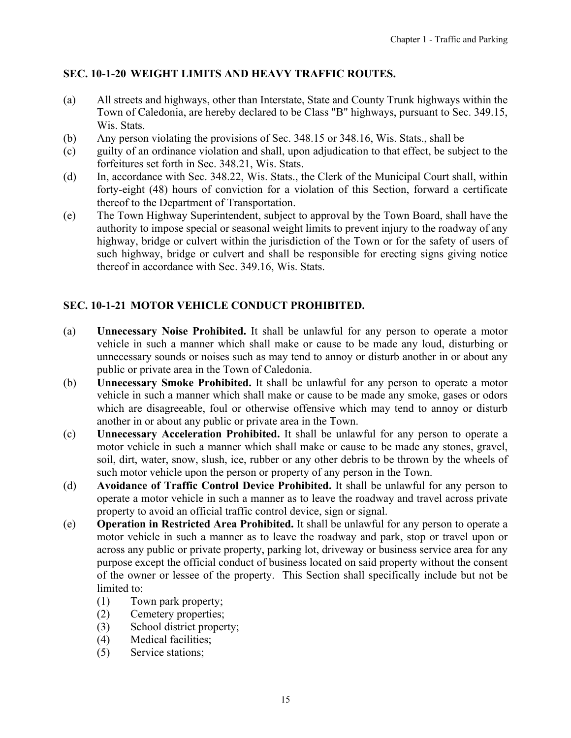## SEC. 10-1-20 WEIGHT LIMITS AND HEAVY TRAFFIC ROUTES.

(a) All streets and highways, other than Interstate, State and County Trunk highways within the Town of Caledonia, are hereby declared to be Class "B" highways, pursuant to Sec. 349.15, Wis. Stats.

(b) Any person violating the provisions of Sec. 348.15 or 348.16, Wis. Stats., shall be

(c) guilty of an ordinance violation and shall, upon adjudication to that effect, be subject to the forfeitures set forth in Sec. 348.21, Wis. Stats.

(d) In, accordance with Sec. 348.22, Wis. Stats., the Clerk of the Municipal Court shall, within forty-eight (48) hours of conviction for a violation of this Section, forward a certificate thereof to the Department of Transportation.

(e) The Town Highway Superintendent, subject to approval by the Town Board, shall have the authority to impose special or seasonal weight limits to prevent injury to the roadway of any highway, bridge or culvert within the jurisdiction of the Town or for the safety of users of such highway, bridge or culvert and shall be responsible for erecting signs giving notice thereof in accordance with Sec. 349.16, Wis. Stats.

## SEC. 10-1-21 MOTOR VEHICLE CONDUCT PROHIBITED.

(a) **Unnecessary Noise Prohibited.** It shall be unlawful for any person to operate a motor vehicle in such a manner which shall make or cause to be made any loud, disturbing or unnecessary sounds or noises such as may tend to annoy or disturb another in or about any public or private area in the Town of Caledonia.

(b) **Unnecessary Smoke Prohibited.** It shall be unlawful for any person to operate a motor vehicle in such a manner which shall make or cause to be made any smoke, gases or odors which are disagreeable, foul or otherwise offensive which may tend to annoy or disturb another in or about any public or private area in the Town.

(c) **Unnecessary Acceleration Prohibited.** It shall be unlawful for any person to operate a motor vehicle in such a manner which shall make or cause to be made any stones, gravel, soil, dirt, water, snow, slush, ice, rubber or any other debris to be thrown by the wheels of such motor vehicle upon the person or property of any person in the Town.

(d) **Avoidance of Traffic Control Device Prohibited.** It shall be unlawful for any person to operate a motor vehicle in such a manner as to leave the roadway and travel across private property to avoid an official traffic control device, sign or signal.

(e) **Operation in Restricted Area Prohibited.** It shall be unlawful for any person to operate a motor vehicle in such a manner as to leave the roadway and park, stop or travel upon or across any public or private property, parking lot, driveway or business service area for any purpose except the official conduct of business located on said property without the consent of the owner or lessee of the property. This Section shall specifically include but not be limited to:

   (1) Town park property;
   (2) Cemetery properties;
   (3) School district property;
   (4) Medical facilities;
   (5) Service stations;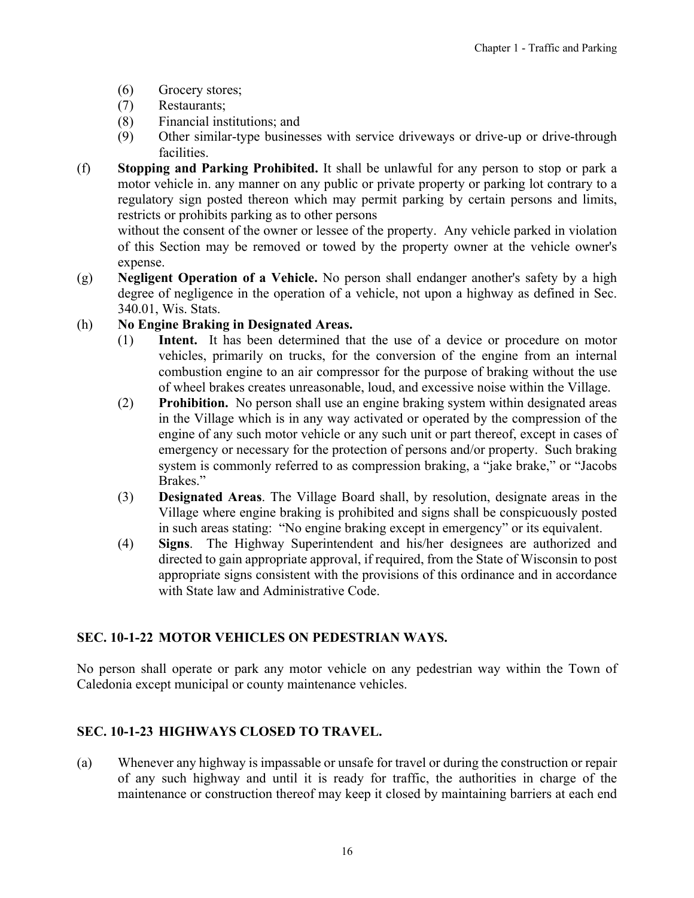(6) Grocery stores;
(7) Restaurants;
(8) Financial institutions; and
(9) Other similar-type businesses with service driveways or drive-up or drive-through facilities.

(f) **Stopping and Parking Prohibited.** It shall be unlawful for any person to stop or park a motor vehicle in. any manner on any public or private property or parking lot contrary to a regulatory sign posted thereon which may permit parking by certain persons and limits, restricts or prohibits parking as to other persons
without the consent of the owner or lessee of the property. Any vehicle parked in violation of this Section may be removed or towed by the property owner at the vehicle owner's expense.

(g) **Negligent Operation of a Vehicle.** No person shall endanger another's safety by a high degree of negligence in the operation of a vehicle, not upon a highway as defined in Sec. 340.01, Wis. Stats.

(h) **No Engine Braking in Designated Areas.**

(1) **Intent.** It has been determined that the use of a device or procedure on motor vehicles, primarily on trucks, for the conversion of the engine from an internal combustion engine to an air compressor for the purpose of braking without the use of wheel brakes creates unreasonable, loud, and excessive noise within the Village.

(2) **Prohibition.** No person shall use an engine braking system within designated areas in the Village which is in any way activated or operated by the compression of the engine of any such motor vehicle or any such unit or part thereof, except in cases of emergency or necessary for the protection of persons and/or property. Such braking system is commonly referred to as compression braking, a "jake brake," or "Jacobs Brakes."

(3) **Designated Areas**. The Village Board shall, by resolution, designate areas in the Village where engine braking is prohibited and signs shall be conspicuously posted in such areas stating: "No engine braking except in emergency" or its equivalent.

(4) **Signs**. The Highway Superintendent and his/her designees are authorized and directed to gain appropriate approval, if required, from the State of Wisconsin to post appropriate signs consistent with the provisions of this ordinance and in accordance with State law and Administrative Code.

## SEC. 10-1-22 MOTOR VEHICLES ON PEDESTRIAN WAYS.

No person shall operate or park any motor vehicle on any pedestrian way within the Town of Caledonia except municipal or county maintenance vehicles.

## SEC. 10-1-23 HIGHWAYS CLOSED TO TRAVEL.

(a) Whenever any highway is impassable or unsafe for travel or during the construction or repair of any such highway and until it is ready for traffic, the authorities in charge of the maintenance or construction thereof may keep it closed by maintaining barriers at each end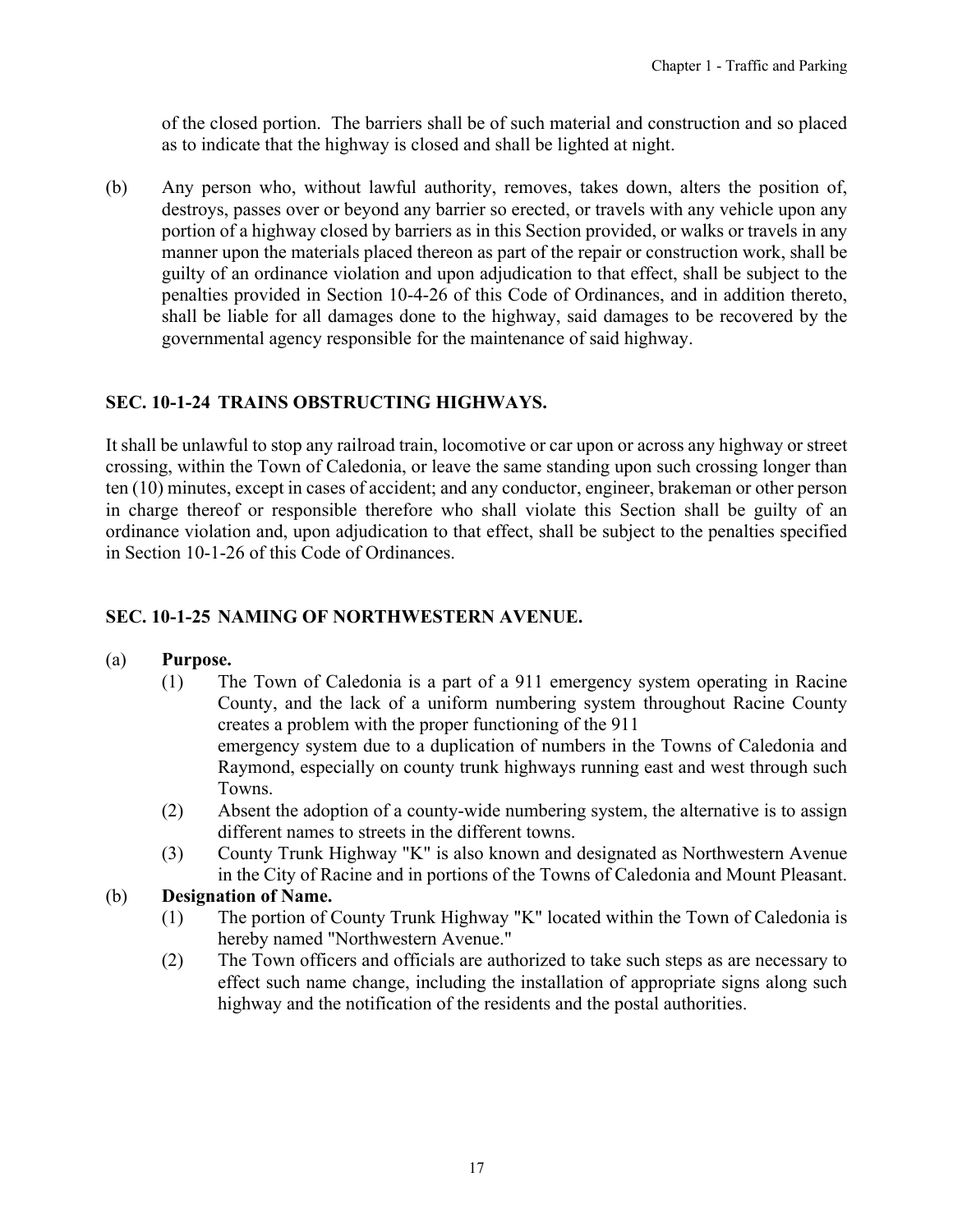of the closed portion. The barriers shall be of such material and construction and so placed as to indicate that the highway is closed and shall be lighted at night.

(b) Any person who, without lawful authority, removes, takes down, alters the position of, destroys, passes over or beyond any barrier so erected, or travels with any vehicle upon any portion of a highway closed by barriers as in this Section provided, or walks or travels in any manner upon the materials placed thereon as part of the repair or construction work, shall be guilty of an ordinance violation and upon adjudication to that effect, shall be subject to the penalties provided in Section 10-4-26 of this Code of Ordinances, and in addition thereto, shall be liable for all damages done to the highway, said damages to be recovered by the governmental agency responsible for the maintenance of said highway.

## SEC. 10-1-24 TRAINS OBSTRUCTING HIGHWAYS.

It shall be unlawful to stop any railroad train, locomotive or car upon or across any highway or street crossing, within the Town of Caledonia, or leave the same standing upon such crossing longer than ten (10) minutes, except in cases of accident; and any conductor, engineer, brakeman or other person in charge thereof or responsible therefore who shall violate this Section shall be guilty of an ordinance violation and, upon adjudication to that effect, shall be subject to the penalties specified in Section 10-1-26 of this Code of Ordinances.

## SEC. 10-1-25 NAMING OF NORTHWESTERN AVENUE.

(a) **Purpose.**

(1) The Town of Caledonia is a part of a 911 emergency system operating in Racine County, and the lack of a uniform numbering system throughout Racine County creates a problem with the proper functioning of the 911 emergency system due to a duplication of numbers in the Towns of Caledonia and Raymond, especially on county trunk highways running east and west through such Towns.

(2) Absent the adoption of a county-wide numbering system, the alternative is to assign different names to streets in the different towns.

(3) County Trunk Highway "K" is also known and designated as Northwestern Avenue in the City of Racine and in portions of the Towns of Caledonia and Mount Pleasant.

(b) **Designation of Name.**

(1) The portion of County Trunk Highway "K" located within the Town of Caledonia is hereby named "Northwestern Avenue."

(2) The Town officers and officials are authorized to take such steps as are necessary to effect such name change, including the installation of appropriate signs along such highway and the notification of the residents and the postal authorities.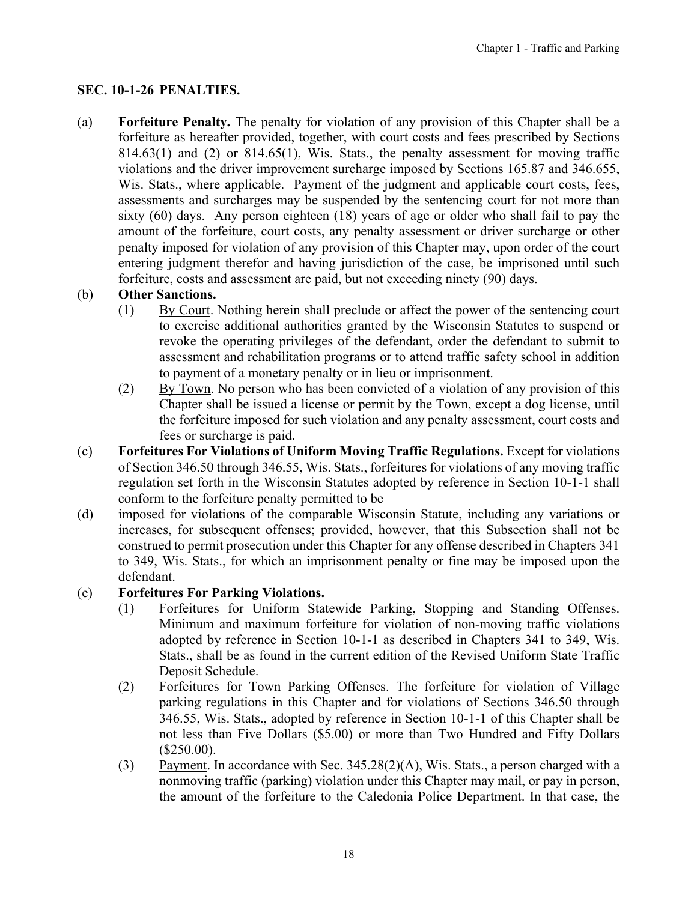## SEC. 10-1-26 PENALTIES.

(a) **Forfeiture Penalty.** The penalty for violation of any provision of this Chapter shall be a forfeiture as hereafter provided, together, with court costs and fees prescribed by Sections 814.63(1) and (2) or 814.65(1), Wis. Stats., the penalty assessment for moving traffic violations and the driver improvement surcharge imposed by Sections 165.87 and 346.655, Wis. Stats., where applicable. Payment of the judgment and applicable court costs, fees, assessments and surcharges may be suspended by the sentencing court for not more than sixty (60) days. Any person eighteen (18) years of age or older who shall fail to pay the amount of the forfeiture, court costs, any penalty assessment or driver surcharge or other penalty imposed for violation of any provision of this Chapter may, upon order of the court entering judgment therefor and having jurisdiction of the case, be imprisoned until such forfeiture, costs and assessment are paid, but not exceeding ninety (90) days.

(b) **Other Sanctions.**

(1) By Court. Nothing herein shall preclude or affect the power of the sentencing court to exercise additional authorities granted by the Wisconsin Statutes to suspend or revoke the operating privileges of the defendant, order the defendant to submit to assessment and rehabilitation programs or to attend traffic safety school in addition to payment of a monetary penalty or in lieu or imprisonment.

(2) By Town. No person who has been convicted of a violation of any provision of this Chapter shall be issued a license or permit by the Town, except a dog license, until the forfeiture imposed for such violation and any penalty assessment, court costs and fees or surcharge is paid.

(c) **Forfeitures For Violations of Uniform Moving Traffic Regulations.** Except for violations of Section 346.50 through 346.55, Wis. Stats., forfeitures for violations of any moving traffic regulation set forth in the Wisconsin Statutes adopted by reference in Section 10-1-1 shall conform to the forfeiture penalty permitted to be

(d) imposed for violations of the comparable Wisconsin Statute, including any variations or increases, for subsequent offenses; provided, however, that this Subsection shall not be construed to permit prosecution under this Chapter for any offense described in Chapters 341 to 349, Wis. Stats., for which an imprisonment penalty or fine may be imposed upon the defendant.

(e) **Forfeitures For Parking Violations.**

(1) Forfeitures for Uniform Statewide Parking, Stopping and Standing Offenses. Minimum and maximum forfeiture for violation of non-moving traffic violations adopted by reference in Section 10-1-1 as described in Chapters 341 to 349, Wis. Stats., shall be as found in the current edition of the Revised Uniform State Traffic Deposit Schedule.

(2) Forfeitures for Town Parking Offenses. The forfeiture for violation of Village parking regulations in this Chapter and for violations of Sections 346.50 through 346.55, Wis. Stats., adopted by reference in Section 10-1-1 of this Chapter shall be not less than Five Dollars ($5.00) or more than Two Hundred and Fifty Dollars ($250.00).

(3) Payment. In accordance with Sec. 345.28(2)(A), Wis. Stats., a person charged with a nonmoving traffic (parking) violation under this Chapter may mail, or pay in person, the amount of the forfeiture to the Caledonia Police Department. In that case, the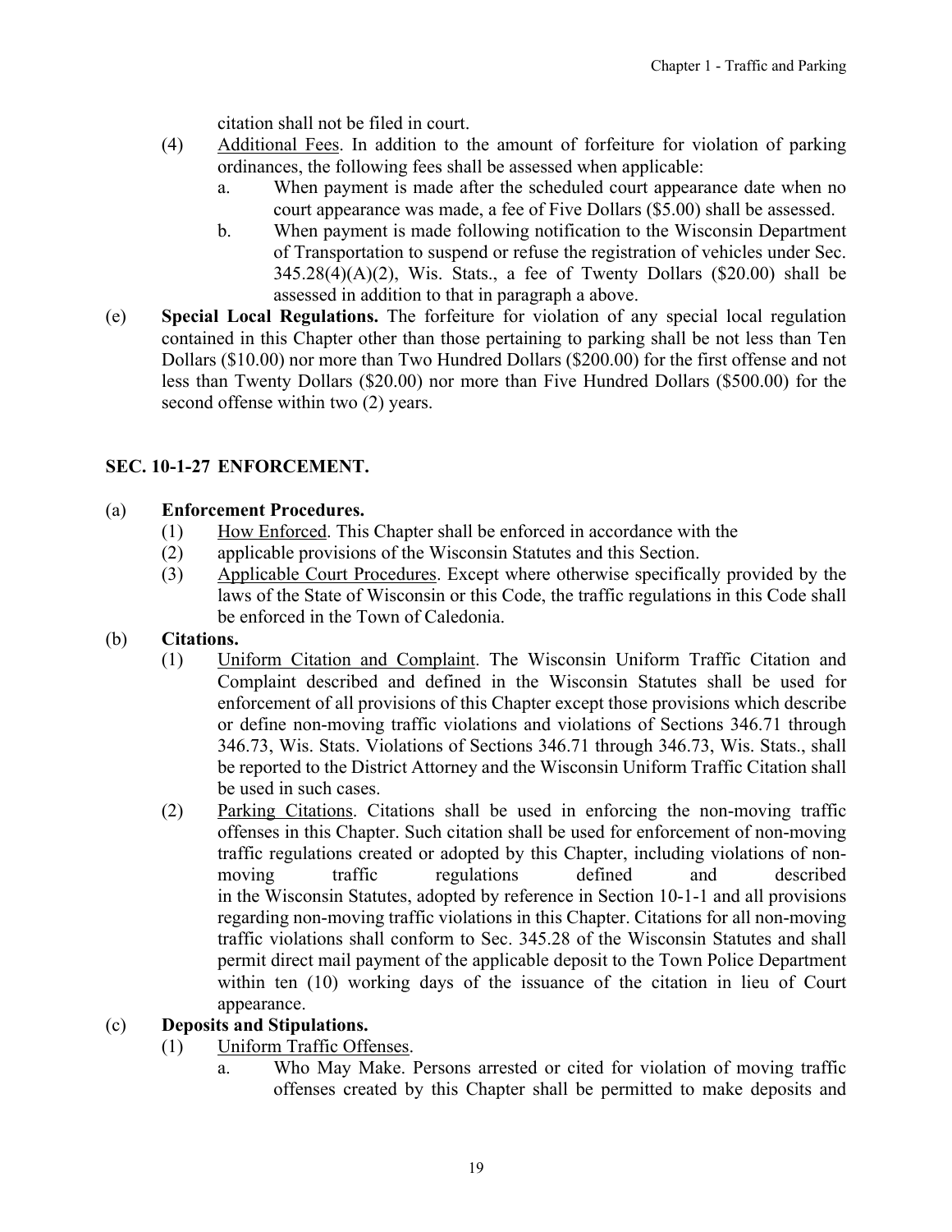citation shall not be filed in court.

(4) Additional Fees. In addition to the amount of forfeiture for violation of parking ordinances, the following fees shall be assessed when applicable:

a. When payment is made after the scheduled court appearance date when no court appearance was made, a fee of Five Dollars ($5.00) shall be assessed.

b. When payment is made following notification to the Wisconsin Department of Transportation to suspend or refuse the registration of vehicles under Sec. 345.28(4)(A)(2), Wis. Stats., a fee of Twenty Dollars ($20.00) shall be assessed in addition to that in paragraph a above.

(e) **Special Local Regulations.** The forfeiture for violation of any special local regulation contained in this Chapter other than those pertaining to parking shall be not less than Ten Dollars ($10.00) nor more than Two Hundred Dollars ($200.00) for the first offense and not less than Twenty Dollars ($20.00) nor more than Five Hundred Dollars ($500.00) for the second offense within two (2) years.

## SEC. 10-1-27 ENFORCEMENT.

(a) **Enforcement Procedures.**

(1) How Enforced. This Chapter shall be enforced in accordance with the

(2) applicable provisions of the Wisconsin Statutes and this Section.

(3) Applicable Court Procedures. Except where otherwise specifically provided by the laws of the State of Wisconsin or this Code, the traffic regulations in this Code shall be enforced in the Town of Caledonia.

(b) **Citations.**

(1) Uniform Citation and Complaint. The Wisconsin Uniform Traffic Citation and Complaint described and defined in the Wisconsin Statutes shall be used for enforcement of all provisions of this Chapter except those provisions which describe or define non-moving traffic violations and violations of Sections 346.71 through 346.73, Wis. Stats. Violations of Sections 346.71 through 346.73, Wis. Stats., shall be reported to the District Attorney and the Wisconsin Uniform Traffic Citation shall be used in such cases.

(2) Parking Citations. Citations shall be used in enforcing the non-moving traffic offenses in this Chapter. Such citation shall be used for enforcement of non-moving traffic regulations created or adopted by this Chapter, including violations of non-moving traffic regulations defined and described in the Wisconsin Statutes, adopted by reference in Section 10-1-1 and all provisions regarding non-moving traffic violations in this Chapter. Citations for all non-moving traffic violations shall conform to Sec. 345.28 of the Wisconsin Statutes and shall permit direct mail payment of the applicable deposit to the Town Police Department within ten (10) working days of the issuance of the citation in lieu of Court appearance.

(c) **Deposits and Stipulations.**

(1) Uniform Traffic Offenses.

a. Who May Make. Persons arrested or cited for violation of moving traffic offenses created by this Chapter shall be permitted to make deposits and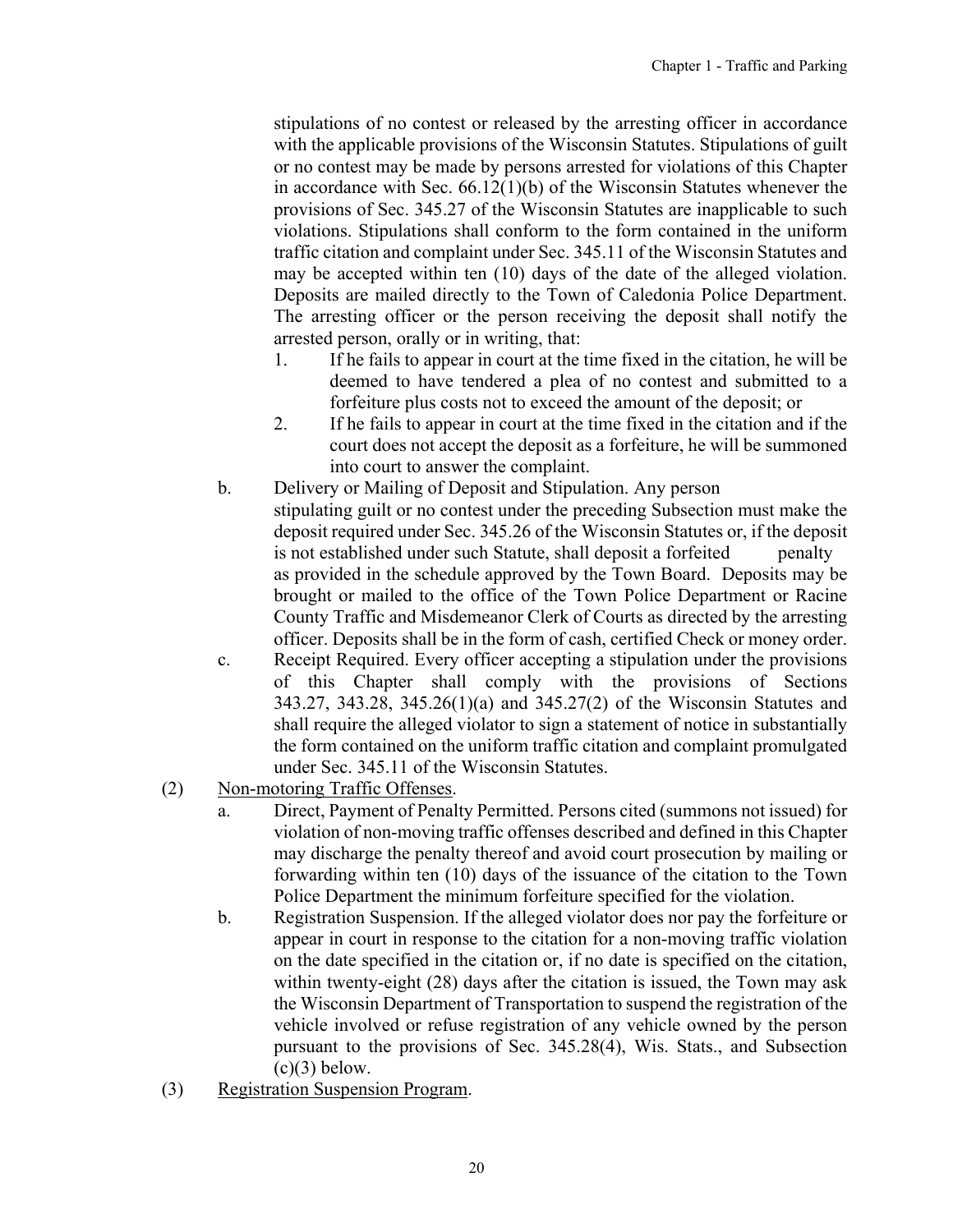stipulations of no contest or released by the arresting officer in accordance with the applicable provisions of the Wisconsin Statutes. Stipulations of guilt or no contest may be made by persons arrested for violations of this Chapter in accordance with Sec. 66.12(1)(b) of the Wisconsin Statutes whenever the provisions of Sec. 345.27 of the Wisconsin Statutes are inapplicable to such violations. Stipulations shall conform to the form contained in the uniform traffic citation and complaint under Sec. 345.11 of the Wisconsin Statutes and may be accepted within ten (10) days of the date of the alleged violation. Deposits are mailed directly to the Town of Caledonia Police Department. The arresting officer or the person receiving the deposit shall notify the arrested person, orally or in writing, that:

1. If he fails to appear in court at the time fixed in the citation, he will be deemed to have tendered a plea of no contest and submitted to a forfeiture plus costs not to exceed the amount of the deposit; or
2. If he fails to appear in court at the time fixed in the citation and if the court does not accept the deposit as a forfeiture, he will be summoned into court to answer the complaint.

b. Delivery or Mailing of Deposit and Stipulation. Any person stipulating guilt or no contest under the preceding Subsection must make the deposit required under Sec. 345.26 of the Wisconsin Statutes or, if the deposit is not established under such Statute, shall deposit a forfeited penalty as provided in the schedule approved by the Town Board. Deposits may be brought or mailed to the office of the Town Police Department or Racine County Traffic and Misdemeanor Clerk of Courts as directed by the arresting officer. Deposits shall be in the form of cash, certified Check or money order.

c. Receipt Required. Every officer accepting a stipulation under the provisions of this Chapter shall comply with the provisions of Sections 343.27, 343.28, 345.26(1)(a) and 345.27(2) of the Wisconsin Statutes and shall require the alleged violator to sign a statement of notice in substantially the form contained on the uniform traffic citation and complaint promulgated under Sec. 345.11 of the Wisconsin Statutes.

(2) <u>Non-motoring Traffic Offenses</u>.

a. Direct, Payment of Penalty Permitted. Persons cited (summons not issued) for violation of non-moving traffic offenses described and defined in this Chapter may discharge the penalty thereof and avoid court prosecution by mailing or forwarding within ten (10) days of the issuance of the citation to the Town Police Department the minimum forfeiture specified for the violation.

b. Registration Suspension. If the alleged violator does nor pay the forfeiture or appear in court in response to the citation for a non-moving traffic violation on the date specified in the citation or, if no date is specified on the citation, within twenty-eight (28) days after the citation is issued, the Town may ask the Wisconsin Department of Transportation to suspend the registration of the vehicle involved or refuse registration of any vehicle owned by the person pursuant to the provisions of Sec. 345.28(4), Wis. Stats., and Subsection (c)(3) below.

(3) <u>Registration Suspension Program</u>.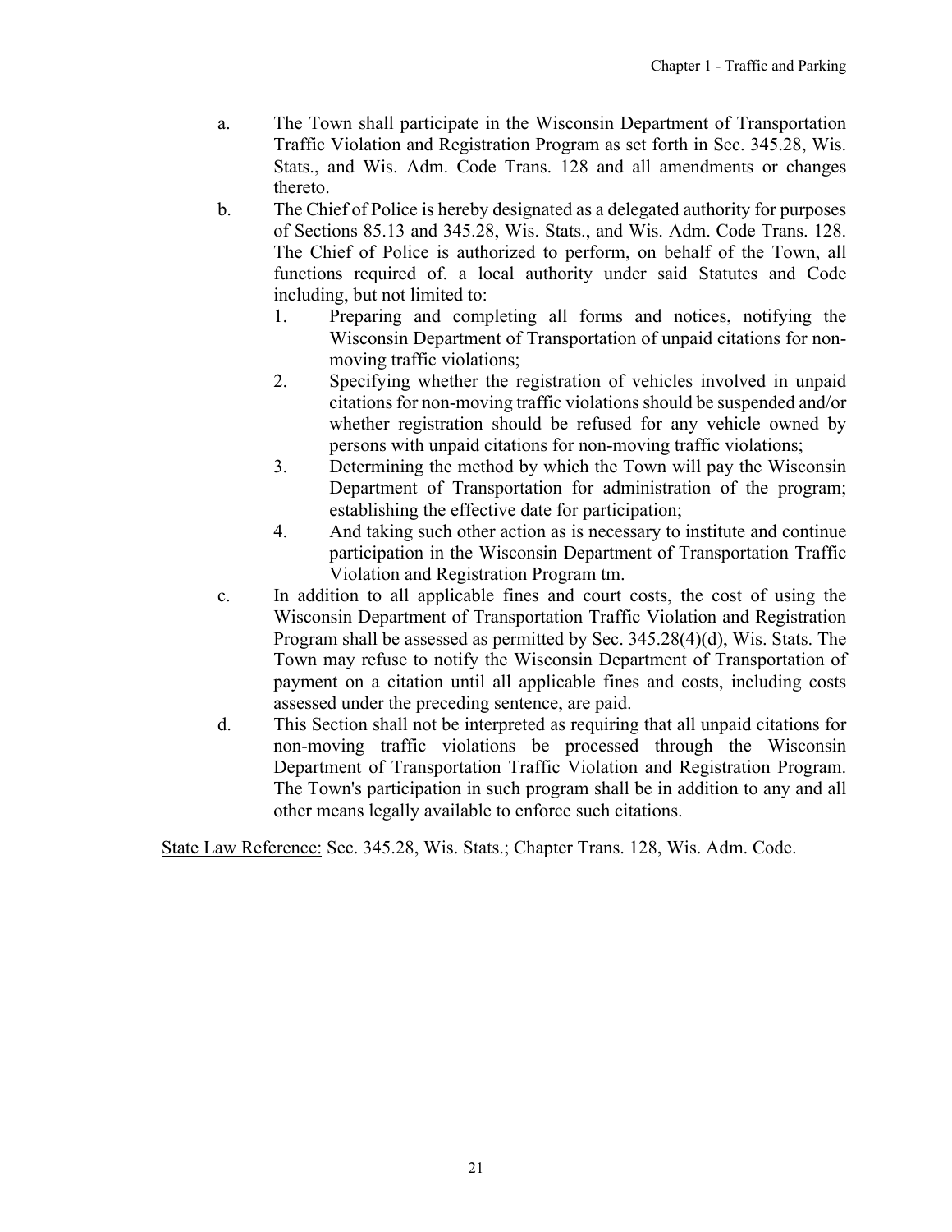a. The Town shall participate in the Wisconsin Department of Transportation Traffic Violation and Registration Program as set forth in Sec. 345.28, Wis. Stats., and Wis. Adm. Code Trans. 128 and all amendments or changes thereto.

b. The Chief of Police is hereby designated as a delegated authority for purposes of Sections 85.13 and 345.28, Wis. Stats., and Wis. Adm. Code Trans. 128. The Chief of Police is authorized to perform, on behalf of the Town, all functions required of. a local authority under said Statutes and Code including, but not limited to:

   1. Preparing and completing all forms and notices, notifying the Wisconsin Department of Transportation of unpaid citations for non-moving traffic violations;
   2. Specifying whether the registration of vehicles involved in unpaid citations for non-moving traffic violations should be suspended and/or whether registration should be refused for any vehicle owned by persons with unpaid citations for non-moving traffic violations;
   3. Determining the method by which the Town will pay the Wisconsin Department of Transportation for administration of the program; establishing the effective date for participation;
   4. And taking such other action as is necessary to institute and continue participation in the Wisconsin Department of Transportation Traffic Violation and Registration Program tm.

c. In addition to all applicable fines and court costs, the cost of using the Wisconsin Department of Transportation Traffic Violation and Registration Program shall be assessed as permitted by Sec. 345.28(4)(d), Wis. Stats. The Town may refuse to notify the Wisconsin Department of Transportation of payment on a citation until all applicable fines and costs, including costs assessed under the preceding sentence, are paid.

d. This Section shall not be interpreted as requiring that all unpaid citations for non-moving traffic violations be processed through the Wisconsin Department of Transportation Traffic Violation and Registration Program. The Town's participation in such program shall be in addition to any and all other means legally available to enforce such citations.

State Law Reference: Sec. 345.28, Wis. Stats.; Chapter Trans. 128, Wis. Adm. Code.